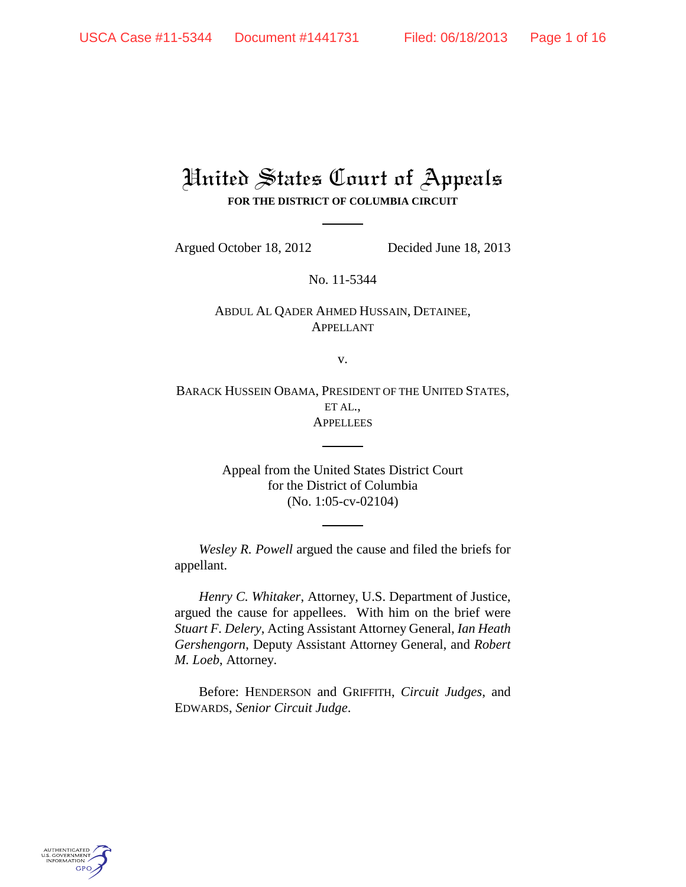# United States Court of Appeals

**FOR THE DISTRICT OF COLUMBIA CIRCUIT**

Argued October 18, 2012 Decided June 18, 2013

No. 11-5344

ABDUL AL QADER AHMED HUSSAIN, DETAINEE,
APPELLANT

v.

BARACK HUSSEIN OBAMA, PRESIDENT OF THE UNITED STATES,
ET AL.,
APPELLEES

Appeal from the United States District Court
for the District of Columbia
(No. 1:05-cv-02104)

*Wesley R. Powell* argued the cause and filed the briefs for appellant.

*Henry C. Whitaker*, Attorney, U.S. Department of Justice, argued the cause for appellees. With him on the brief were *Stuart F. Delery*, Acting Assistant Attorney General, *Ian Heath Gershengorn*, Deputy Assistant Attorney General, and *Robert M. Loeb*, Attorney.

Before: HENDERSON and GRIFFITH, *Circuit Judges*, and EDWARDS, *Senior Circuit Judge*.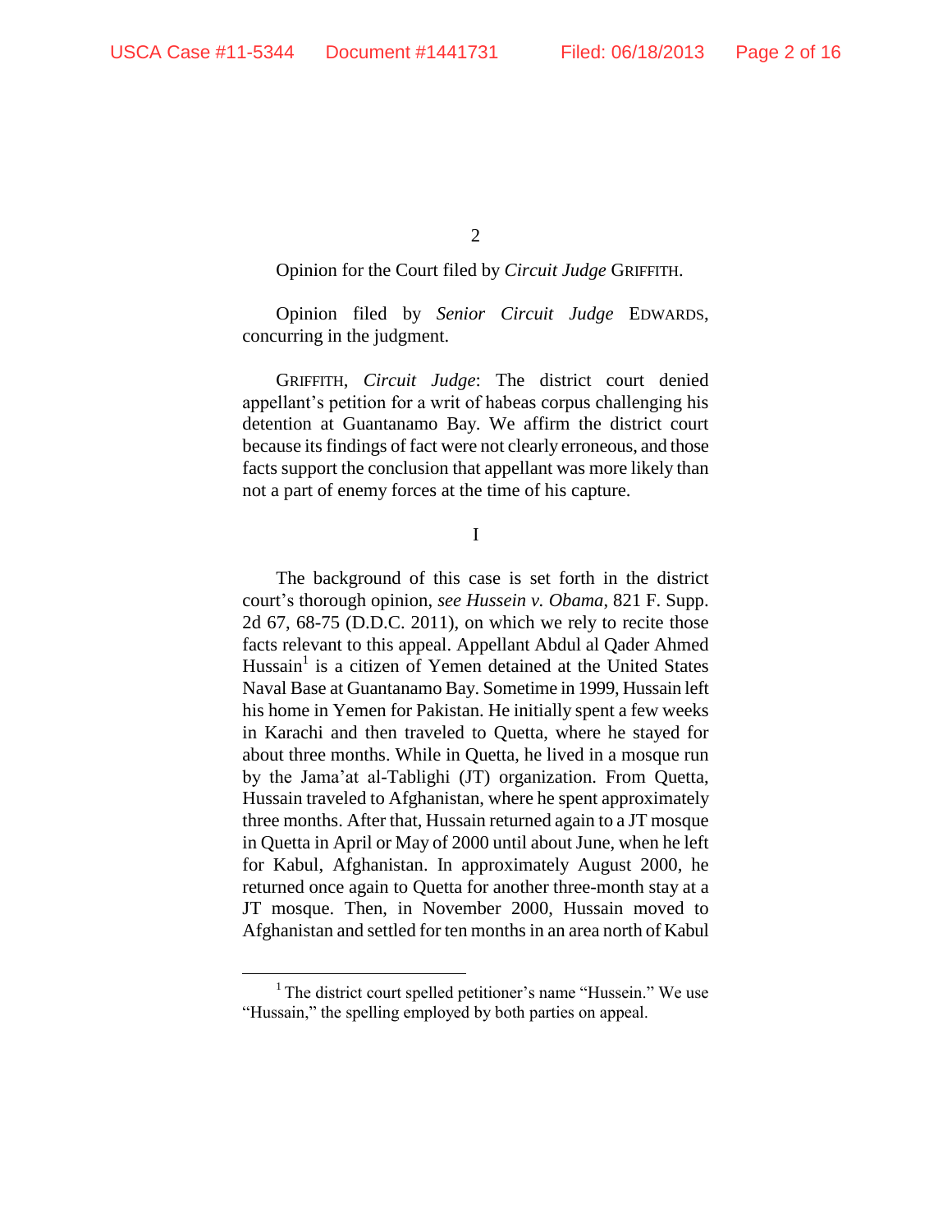Opinion for the Court filed by *Circuit Judge* GRIFFITH.

Opinion filed by *Senior Circuit Judge* EDWARDS, concurring in the judgment.

GRIFFITH, *Circuit Judge*: The district court denied appellant's petition for a writ of habeas corpus challenging his detention at Guantanamo Bay. We affirm the district court because its findings of fact were not clearly erroneous, and those facts support the conclusion that appellant was more likely than not a part of enemy forces at the time of his capture.

I

The background of this case is set forth in the district court's thorough opinion, *see Hussein v. Obama*, 821 F. Supp. 2d 67, 68-75 (D.D.C. 2011), on which we rely to recite those facts relevant to this appeal. Appellant Abdul al Qader Ahmed Hussain[1] is a citizen of Yemen detained at the United States Naval Base at Guantanamo Bay. Sometime in 1999, Hussain left his home in Yemen for Pakistan. He initially spent a few weeks in Karachi and then traveled to Quetta, where he stayed for about three months. While in Quetta, he lived in a mosque run by the Jama'at al-Tablighi (JT) organization. From Quetta, Hussain traveled to Afghanistan, where he spent approximately three months. After that, Hussain returned again to a JT mosque in Quetta in April or May of 2000 until about June, when he left for Kabul, Afghanistan. In approximately August 2000, he returned once again to Quetta for another three-month stay at a JT mosque. Then, in November 2000, Hussain moved to Afghanistan and settled for ten months in an area north of Kabul

[1] The district court spelled petitioner's name "Hussein." We use "Hussain," the spelling employed by both parties on appeal.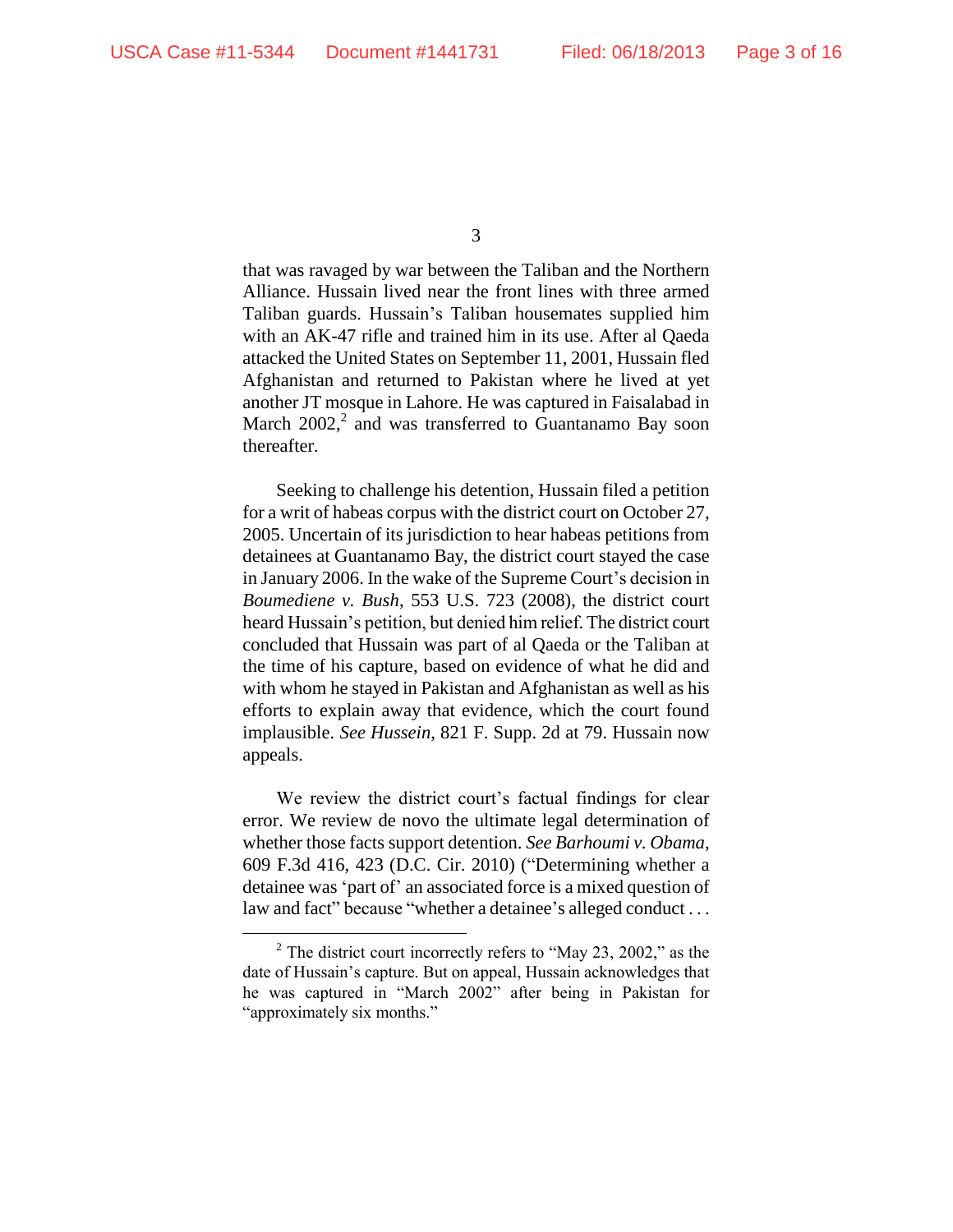that was ravaged by war between the Taliban and the Northern Alliance. Hussain lived near the front lines with three armed Taliban guards. Hussain's Taliban housemates supplied him with an AK-47 rifle and trained him in its use. After al Qaeda attacked the United States on September 11, 2001, Hussain fled Afghanistan and returned to Pakistan where he lived at yet another JT mosque in Lahore. He was captured in Faisalabad in March 2002,[2] and was transferred to Guantanamo Bay soon thereafter.

Seeking to challenge his detention, Hussain filed a petition for a writ of habeas corpus with the district court on October 27, 2005. Uncertain of its jurisdiction to hear habeas petitions from detainees at Guantanamo Bay, the district court stayed the case in January 2006. In the wake of the Supreme Court's decision in *Boumediene v. Bush*, 553 U.S. 723 (2008), the district court heard Hussain's petition, but denied him relief. The district court concluded that Hussain was part of al Qaeda or the Taliban at the time of his capture, based on evidence of what he did and with whom he stayed in Pakistan and Afghanistan as well as his efforts to explain away that evidence, which the court found implausible. *See Hussein*, 821 F. Supp. 2d at 79. Hussain now appeals.

We review the district court's factual findings for clear error. We review de novo the ultimate legal determination of whether those facts support detention. *See Barhoumi v. Obama*, 609 F.3d 416, 423 (D.C. Cir. 2010) ("Determining whether a detainee was 'part of' an associated force is a mixed question of law and fact" because "whether a detainee's alleged conduct . . .

---

[2] The district court incorrectly refers to "May 23, 2002," as the date of Hussain's capture. But on appeal, Hussain acknowledges that he was captured in "March 2002" after being in Pakistan for "approximately six months."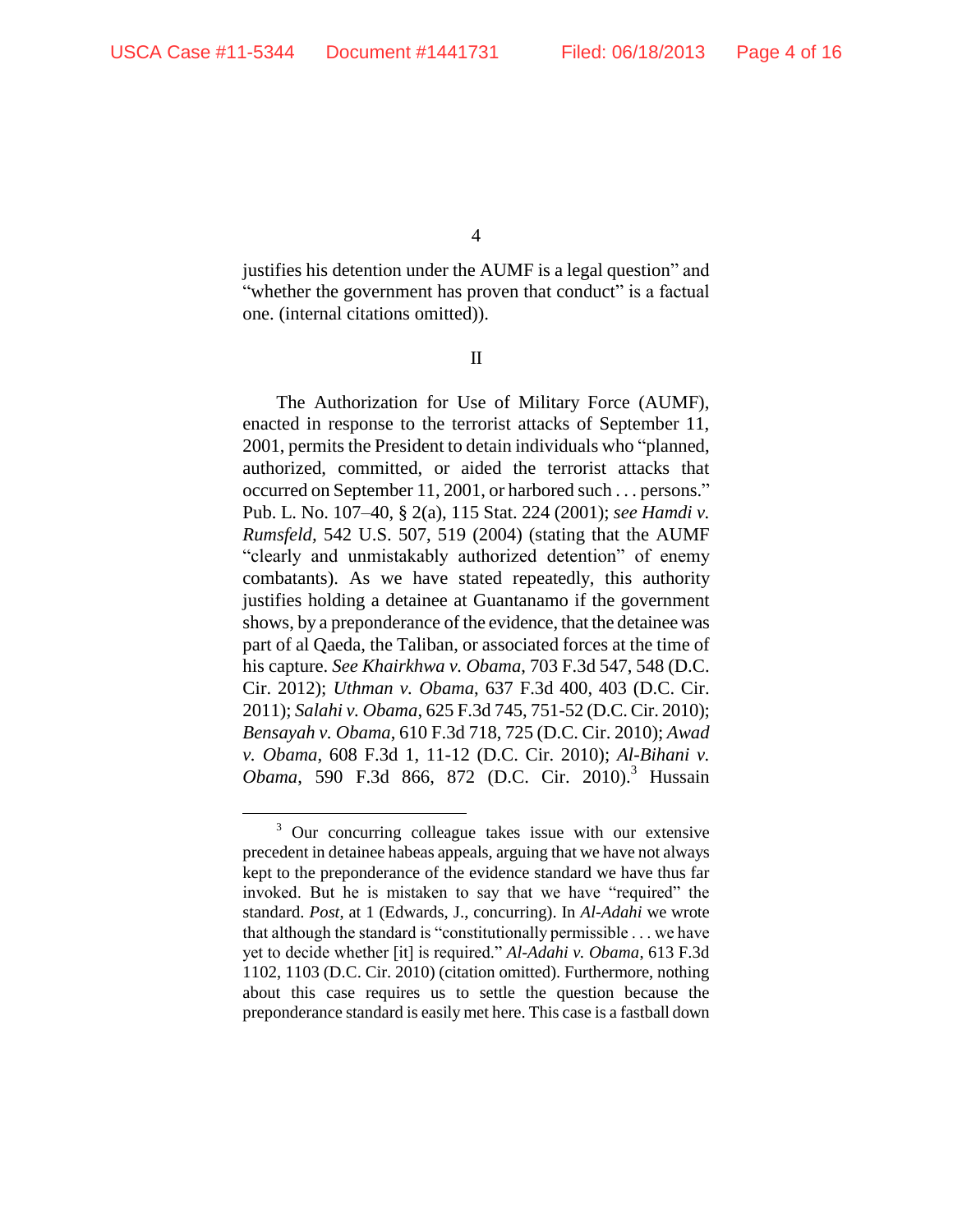justifies his detention under the AUMF is a legal question" and "whether the government has proven that conduct" is a factual one. (internal citations omitted)).

II

The Authorization for Use of Military Force (AUMF), enacted in response to the terrorist attacks of September 11, 2001, permits the President to detain individuals who "planned, authorized, committed, or aided the terrorist attacks that occurred on September 11, 2001, or harbored such . . . persons." Pub. L. No. 107–40, § 2(a), 115 Stat. 224 (2001); *see Hamdi v. Rumsfeld*, 542 U.S. 507, 519 (2004) (stating that the AUMF "clearly and unmistakably authorized detention" of enemy combatants). As we have stated repeatedly, this authority justifies holding a detainee at Guantanamo if the government shows, by a preponderance of the evidence, that the detainee was part of al Qaeda, the Taliban, or associated forces at the time of his capture. *See Khairkhwa v. Obama*, 703 F.3d 547, 548 (D.C. Cir. 2012); *Uthman v. Obama*, 637 F.3d 400, 403 (D.C. Cir. 2011); *Salahi v. Obama*, 625 F.3d 745, 751-52 (D.C. Cir. 2010); *Bensayah v. Obama*, 610 F.3d 718, 725 (D.C. Cir. 2010); *Awad v. Obama*, 608 F.3d 1, 11-12 (D.C. Cir. 2010); *Al-Bihani v. Obama*, 590 F.3d 866, 872 (D.C. Cir. 2010).[3] Hussain

[3] Our concurring colleague takes issue with our extensive precedent in detainee habeas appeals, arguing that we have not always kept to the preponderance of the evidence standard we have thus far invoked. But he is mistaken to say that we have "required" the standard. *Post*, at 1 (Edwards, J., concurring). In *Al-Adahi* we wrote that although the standard is "constitutionally permissible . . . we have yet to decide whether [it] is required." *Al-Adahi v. Obama*, 613 F.3d 1102, 1103 (D.C. Cir. 2010) (citation omitted). Furthermore, nothing about this case requires us to settle the question because the preponderance standard is easily met here. This case is a fastball down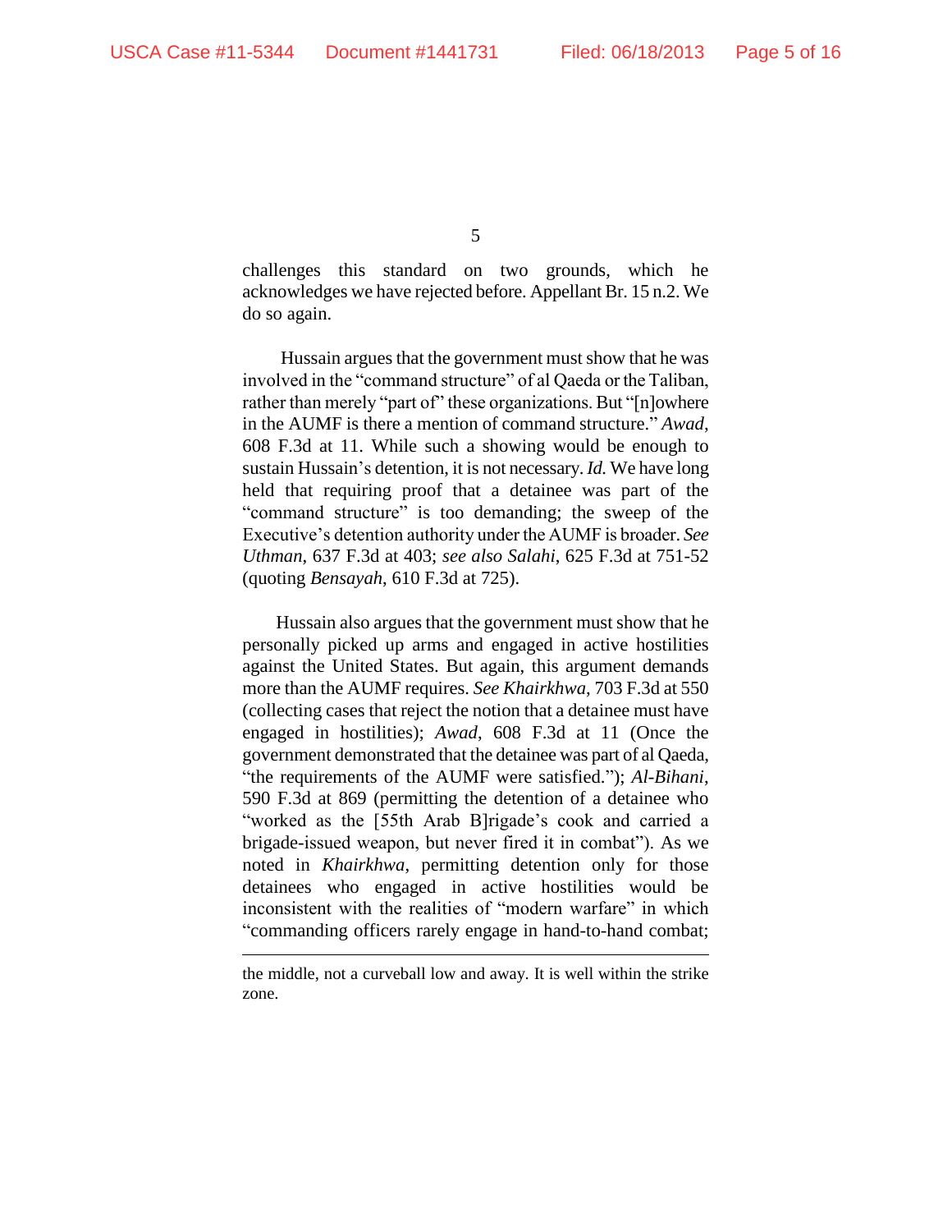challenges this standard on two grounds, which he acknowledges we have rejected before. Appellant Br. 15 n.2. We do so again.

Hussain argues that the government must show that he was involved in the "command structure" of al Qaeda or the Taliban, rather than merely "part of" these organizations. But "[n]owhere in the AUMF is there a mention of command structure." *Awad*, 608 F.3d at 11. While such a showing would be enough to sustain Hussain's detention, it is not necessary. *Id.* We have long held that requiring proof that a detainee was part of the "command structure" is too demanding; the sweep of the Executive's detention authority under the AUMF is broader. *See Uthman*, 637 F.3d at 403; *see also Salahi*, 625 F.3d at 751-52 (quoting *Bensayah*, 610 F.3d at 725).

Hussain also argues that the government must show that he personally picked up arms and engaged in active hostilities against the United States. But again, this argument demands more than the AUMF requires. *See Khairkhwa*, 703 F.3d at 550 (collecting cases that reject the notion that a detainee must have engaged in hostilities); *Awad*, 608 F.3d at 11 (Once the government demonstrated that the detainee was part of al Qaeda, "the requirements of the AUMF were satisfied."); *Al-Bihani*, 590 F.3d at 869 (permitting the detention of a detainee who "worked as the [55th Arab B]rigade's cook and carried a brigade-issued weapon, but never fired it in combat"). As we noted in *Khairkhwa*, permitting detention only for those detainees who engaged in active hostilities would be inconsistent with the realities of "modern warfare" in which "commanding officers rarely engage in hand-to-hand combat;

---

the middle, not a curveball low and away. It is well within the strike zone.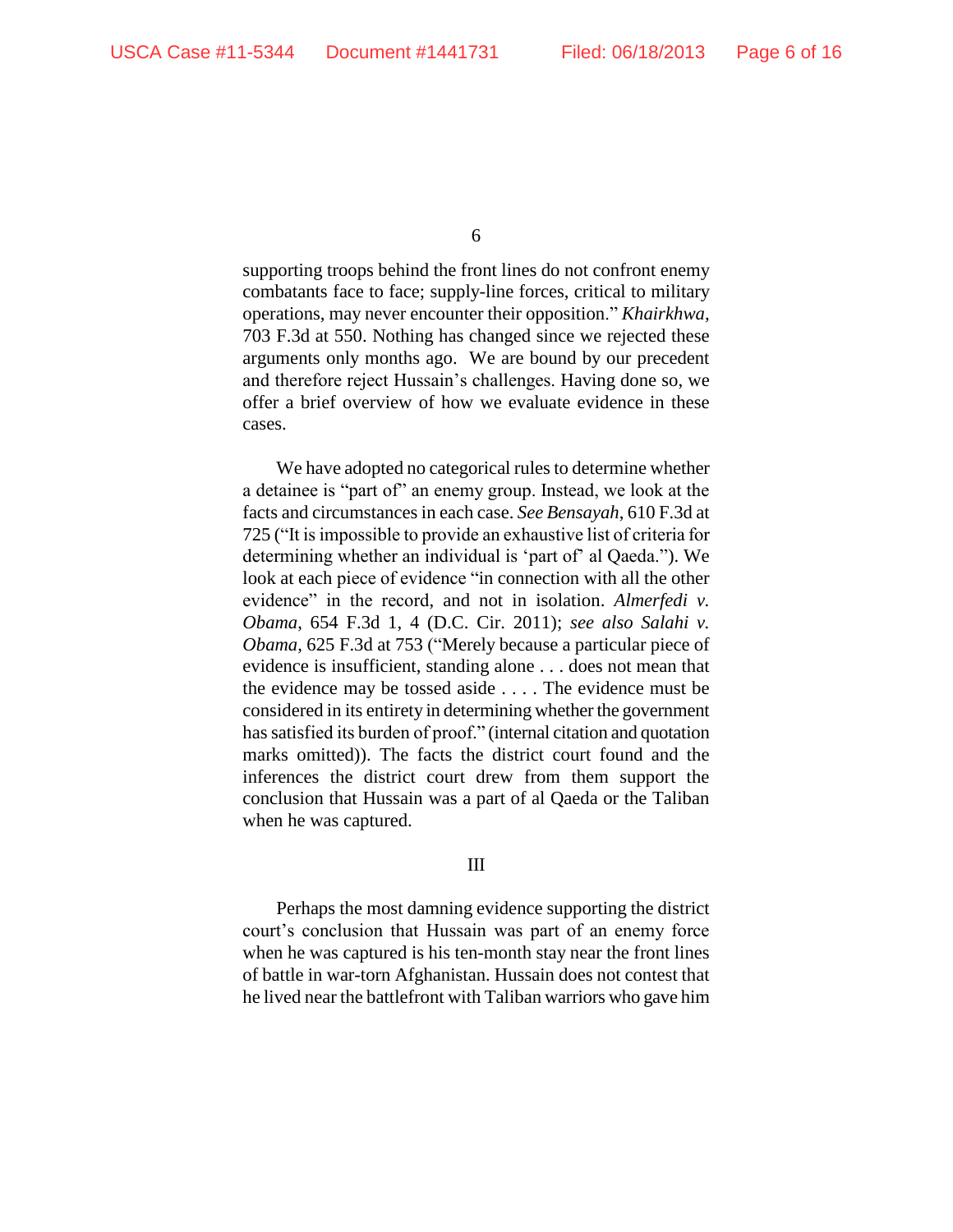supporting troops behind the front lines do not confront enemy combatants face to face; supply-line forces, critical to military operations, may never encounter their opposition." *Khairkhwa*, 703 F.3d at 550. Nothing has changed since we rejected these arguments only months ago. We are bound by our precedent and therefore reject Hussain's challenges. Having done so, we offer a brief overview of how we evaluate evidence in these cases.

We have adopted no categorical rules to determine whether a detainee is "part of" an enemy group. Instead, we look at the facts and circumstances in each case. *See Bensayah*, 610 F.3d at 725 ("It is impossible to provide an exhaustive list of criteria for determining whether an individual is 'part of' al Qaeda."). We look at each piece of evidence "in connection with all the other evidence" in the record, and not in isolation. *Almerfedi v. Obama*, 654 F.3d 1, 4 (D.C. Cir. 2011); *see also Salahi v. Obama*, 625 F.3d at 753 ("Merely because a particular piece of evidence is insufficient, standing alone . . . does not mean that the evidence may be tossed aside . . . . The evidence must be considered in its entirety in determining whether the government has satisfied its burden of proof." (internal citation and quotation marks omitted)). The facts the district court found and the inferences the district court drew from them support the conclusion that Hussain was a part of al Qaeda or the Taliban when he was captured.

## III

Perhaps the most damning evidence supporting the district court's conclusion that Hussain was part of an enemy force when he was captured is his ten-month stay near the front lines of battle in war-torn Afghanistan. Hussain does not contest that he lived near the battlefront with Taliban warriors who gave him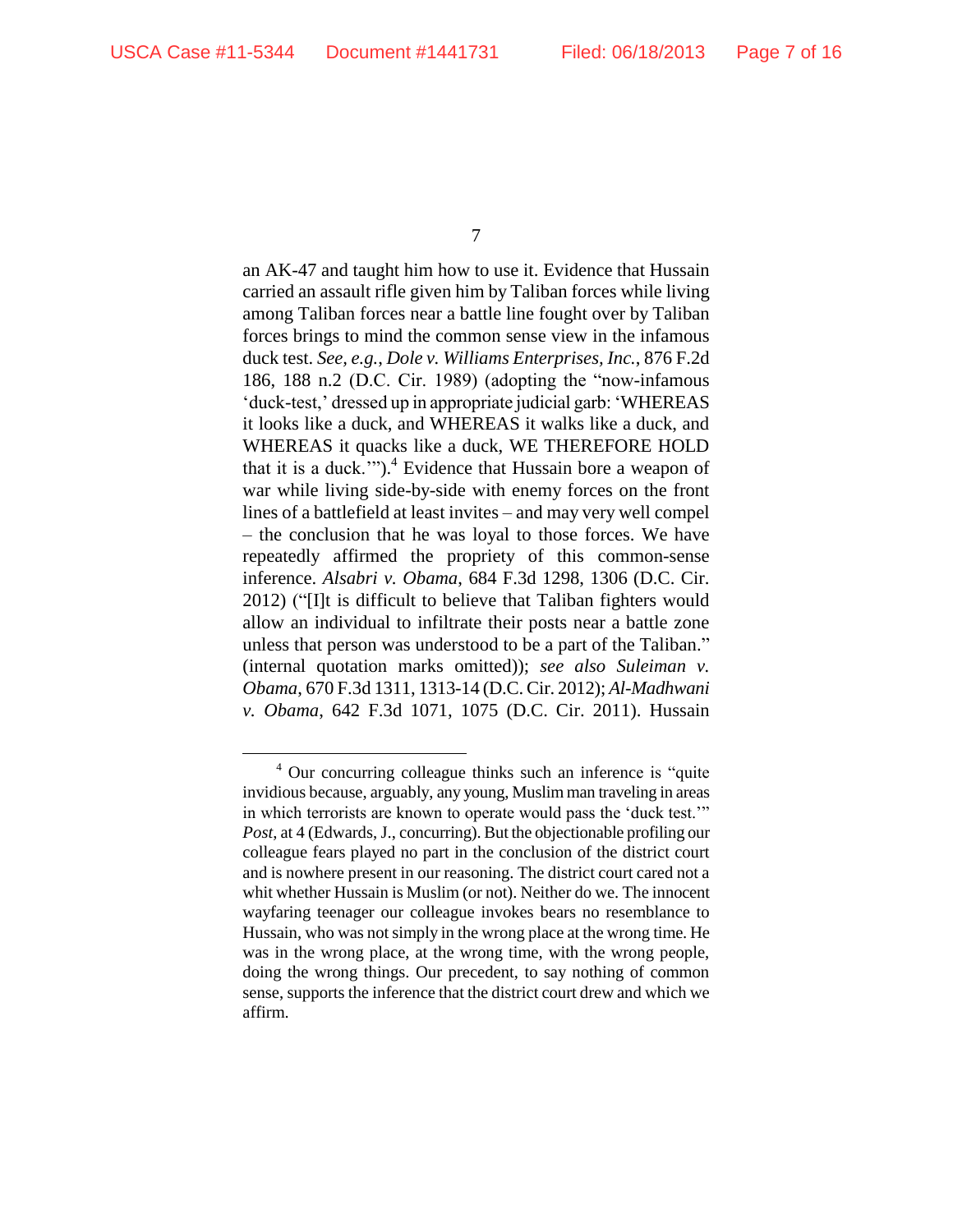an AK-47 and taught him how to use it. Evidence that Hussain carried an assault rifle given him by Taliban forces while living among Taliban forces near a battle line fought over by Taliban forces brings to mind the common sense view in the infamous duck test. *See, e.g.*, *Dole v. Williams Enterprises, Inc.*, 876 F.2d 186, 188 n.2 (D.C. Cir. 1989) (adopting the "now-infamous 'duck-test,' dressed up in appropriate judicial garb: 'WHEREAS it looks like a duck, and WHEREAS it walks like a duck, and WHEREAS it quacks like a duck, WE THEREFORE HOLD that it is a duck.'").[4] Evidence that Hussain bore a weapon of war while living side-by-side with enemy forces on the front lines of a battlefield at least invites – and may very well compel – the conclusion that he was loyal to those forces. We have repeatedly affirmed the propriety of this common-sense inference. *Alsabri v. Obama*, 684 F.3d 1298, 1306 (D.C. Cir. 2012) ("[I]t is difficult to believe that Taliban fighters would allow an individual to infiltrate their posts near a battle zone unless that person was understood to be a part of the Taliban." (internal quotation marks omitted)); *see also Suleiman v. Obama*, 670 F.3d 1311, 1313-14 (D.C. Cir. 2012); *Al-Madhwani v. Obama*, 642 F.3d 1071, 1075 (D.C. Cir. 2011). Hussain

---

[4] Our concurring colleague thinks such an inference is "quite invidious because, arguably, any young, Muslim man traveling in areas in which terrorists are known to operate would pass the 'duck test.'" *Post*, at 4 (Edwards, J., concurring). But the objectionable profiling our colleague fears played no part in the conclusion of the district court and is nowhere present in our reasoning. The district court cared not a whit whether Hussain is Muslim (or not). Neither do we. The innocent wayfaring teenager our colleague invokes bears no resemblance to Hussain, who was not simply in the wrong place at the wrong time. He was in the wrong place, at the wrong time, with the wrong people, doing the wrong things. Our precedent, to say nothing of common sense, supports the inference that the district court drew and which we affirm.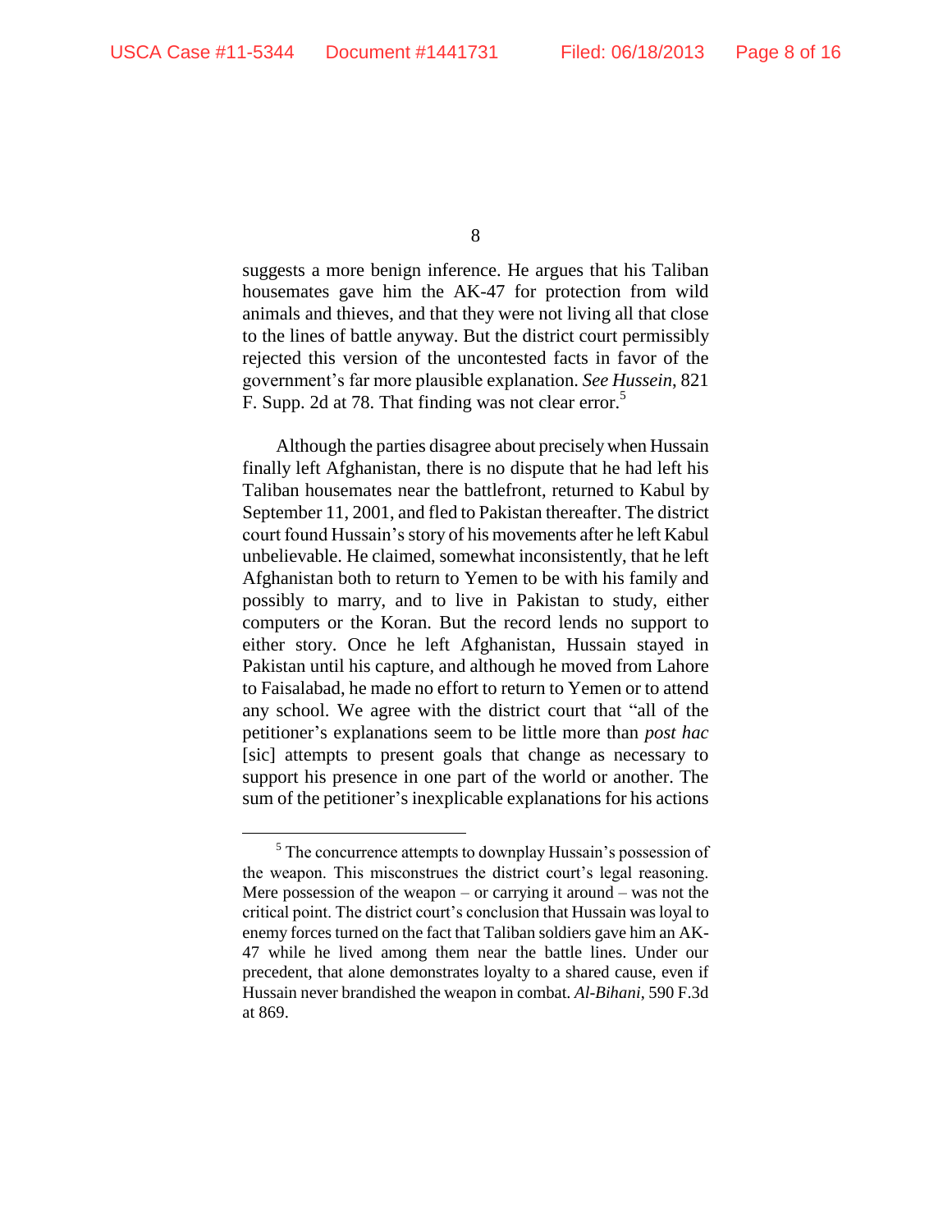suggests a more benign inference. He argues that his Taliban housemates gave him the AK-47 for protection from wild animals and thieves, and that they were not living all that close to the lines of battle anyway. But the district court permissibly rejected this version of the uncontested facts in favor of the government's far more plausible explanation. *See Hussein*, 821 F. Supp. 2d at 78. That finding was not clear error.[5]

Although the parties disagree about precisely when Hussain finally left Afghanistan, there is no dispute that he had left his Taliban housemates near the battlefront, returned to Kabul by September 11, 2001, and fled to Pakistan thereafter. The district court found Hussain's story of his movements after he left Kabul unbelievable. He claimed, somewhat inconsistently, that he left Afghanistan both to return to Yemen to be with his family and possibly to marry, and to live in Pakistan to study, either computers or the Koran. But the record lends no support to either story. Once he left Afghanistan, Hussain stayed in Pakistan until his capture, and although he moved from Lahore to Faisalabad, he made no effort to return to Yemen or to attend any school. We agree with the district court that "all of the petitioner's explanations seem to be little more than *post hac* [sic] attempts to present goals that change as necessary to support his presence in one part of the world or another. The sum of the petitioner's inexplicable explanations for his actions

---

[5] The concurrence attempts to downplay Hussain's possession of the weapon. This misconstrues the district court's legal reasoning. Mere possession of the weapon – or carrying it around – was not the critical point. The district court's conclusion that Hussain was loyal to enemy forces turned on the fact that Taliban soldiers gave him an AK-47 while he lived among them near the battle lines. Under our precedent, that alone demonstrates loyalty to a shared cause, even if Hussain never brandished the weapon in combat. *Al-Bihani*, 590 F.3d at 869.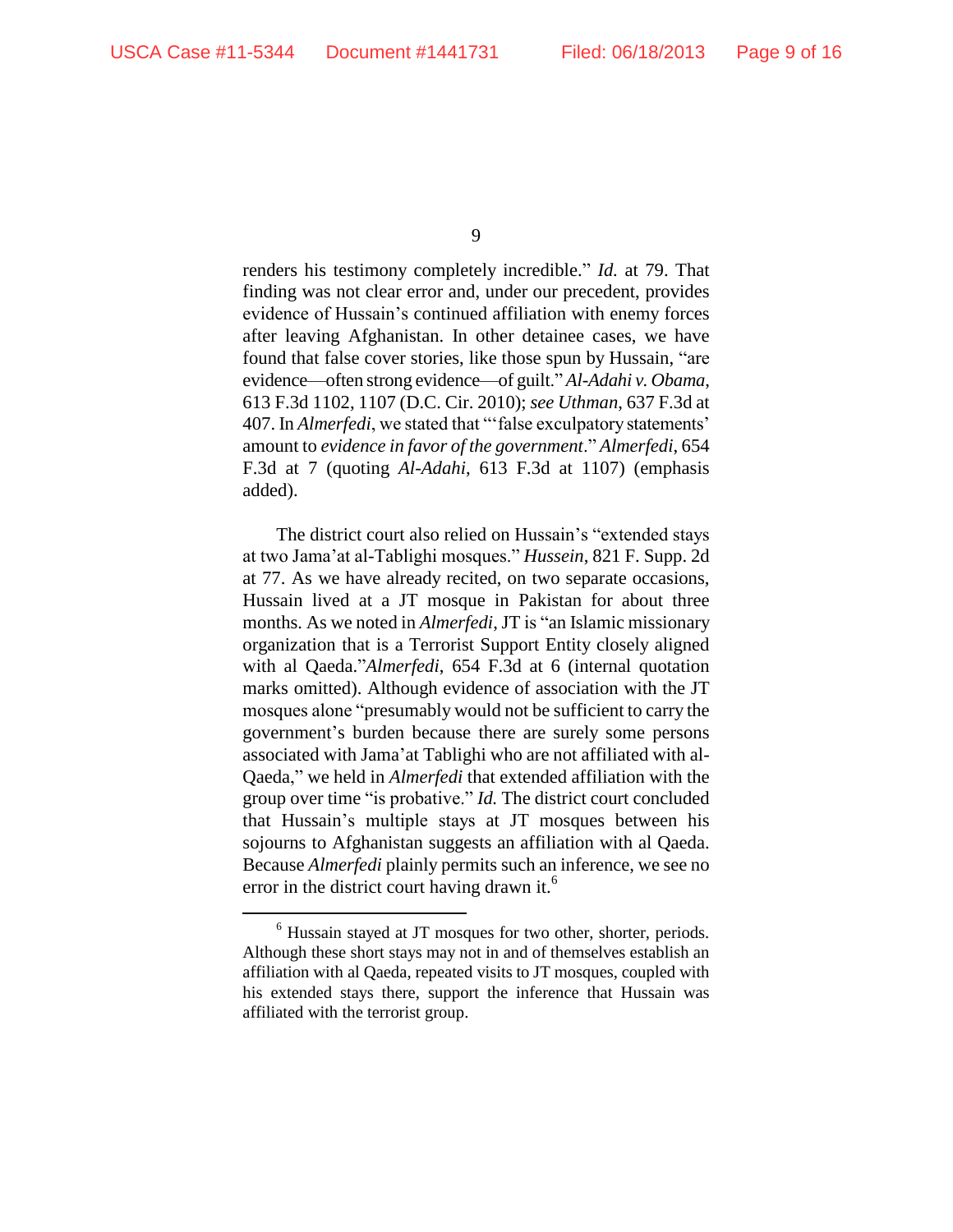renders his testimony completely incredible." *Id.* at 79. That finding was not clear error and, under our precedent, provides evidence of Hussain's continued affiliation with enemy forces after leaving Afghanistan. In other detainee cases, we have found that false cover stories, like those spun by Hussain, "are evidence—often strong evidence—of guilt." *Al-Adahi v. Obama*, 613 F.3d 1102, 1107 (D.C. Cir. 2010); *see Uthman*, 637 F.3d at 407. In *Almerfedi*, we stated that "'false exculpatory statements' amount to *evidence in favor of the government*." *Almerfedi*, 654 F.3d at 7 (quoting *Al-Adahi*, 613 F.3d at 1107) (emphasis added).

The district court also relied on Hussain's "extended stays at two Jama'at al-Tablighi mosques." *Hussein*, 821 F. Supp. 2d at 77. As we have already recited, on two separate occasions, Hussain lived at a JT mosque in Pakistan for about three months. As we noted in *Almerfedi*, JT is "an Islamic missionary organization that is a Terrorist Support Entity closely aligned with al Qaeda."*Almerfedi*, 654 F.3d at 6 (internal quotation marks omitted). Although evidence of association with the JT mosques alone "presumably would not be sufficient to carry the government's burden because there are surely some persons associated with Jama'at Tablighi who are not affiliated with al-Qaeda," we held in *Almerfedi* that extended affiliation with the group over time "is probative." *Id.* The district court concluded that Hussain's multiple stays at JT mosques between his sojourns to Afghanistan suggests an affiliation with al Qaeda. Because *Almerfedi* plainly permits such an inference, we see no error in the district court having drawn it.[6]

[6] Hussain stayed at JT mosques for two other, shorter, periods. Although these short stays may not in and of themselves establish an affiliation with al Qaeda, repeated visits to JT mosques, coupled with his extended stays there, support the inference that Hussain was affiliated with the terrorist group.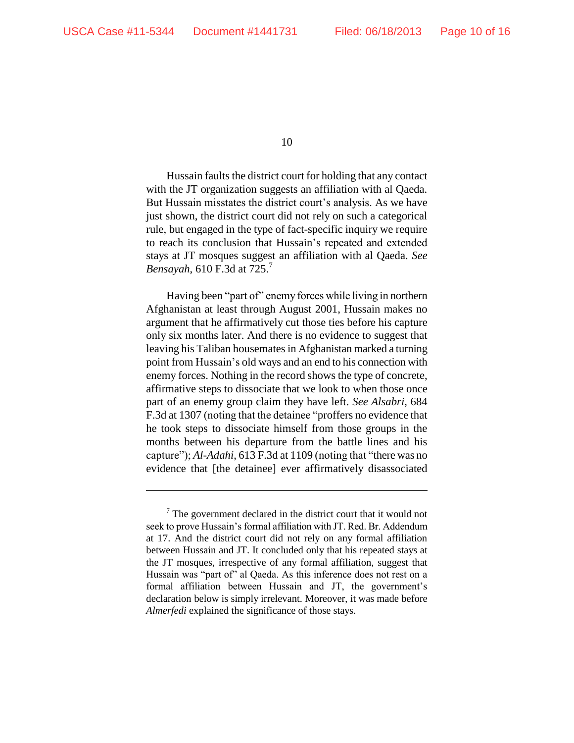Hussain faults the district court for holding that any contact with the JT organization suggests an affiliation with al Qaeda. But Hussain misstates the district court's analysis. As we have just shown, the district court did not rely on such a categorical rule, but engaged in the type of fact-specific inquiry we require to reach its conclusion that Hussain's repeated and extended stays at JT mosques suggest an affiliation with al Qaeda. *See Bensayah*, 610 F.3d at 725.[7]

Having been "part of" enemy forces while living in northern Afghanistan at least through August 2001, Hussain makes no argument that he affirmatively cut those ties before his capture only six months later. And there is no evidence to suggest that leaving his Taliban housemates in Afghanistan marked a turning point from Hussain's old ways and an end to his connection with enemy forces. Nothing in the record shows the type of concrete, affirmative steps to dissociate that we look to when those once part of an enemy group claim they have left. *See Alsabri*, 684 F.3d at 1307 (noting that the detainee "proffers no evidence that he took steps to dissociate himself from those groups in the months between his departure from the battle lines and his capture"); *Al-Adahi*, 613 F.3d at 1109 (noting that "there was no evidence that [the detainee] ever affirmatively disassociated

---

[7] The government declared in the district court that it would not seek to prove Hussain's formal affiliation with JT. Red. Br. Addendum at 17. And the district court did not rely on any formal affiliation between Hussain and JT. It concluded only that his repeated stays at the JT mosques, irrespective of any formal affiliation, suggest that Hussain was "part of" al Qaeda. As this inference does not rest on a formal affiliation between Hussain and JT, the government's declaration below is simply irrelevant. Moreover, it was made before *Almerfedi* explained the significance of those stays.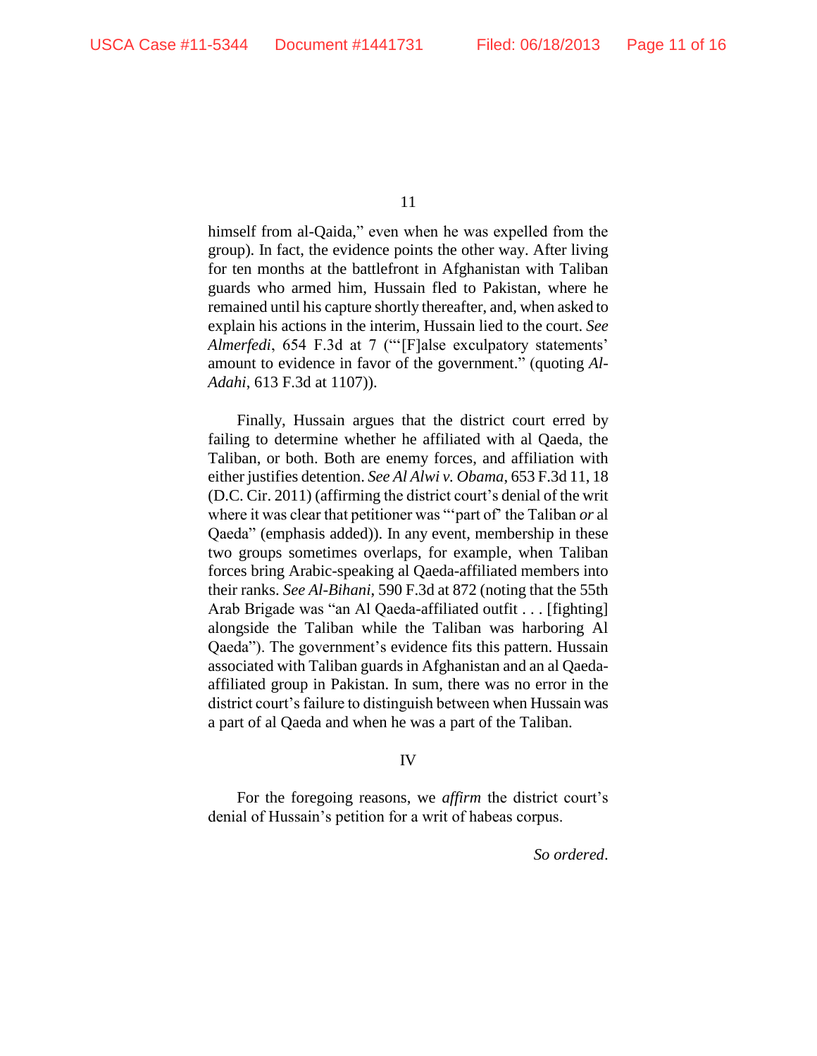himself from al-Qaida," even when he was expelled from the group). In fact, the evidence points the other way. After living for ten months at the battlefront in Afghanistan with Taliban guards who armed him, Hussain fled to Pakistan, where he remained until his capture shortly thereafter, and, when asked to explain his actions in the interim, Hussain lied to the court. *See Almerfedi*, 654 F.3d at 7 ("'[F]alse exculpatory statements' amount to evidence in favor of the government." (quoting *Al-Adahi*, 613 F.3d at 1107)).

Finally, Hussain argues that the district court erred by failing to determine whether he affiliated with al Qaeda, the Taliban, or both. Both are enemy forces, and affiliation with either justifies detention. *See Al Alwi v. Obama*, 653 F.3d 11, 18 (D.C. Cir. 2011) (affirming the district court's denial of the writ where it was clear that petitioner was "'part of' the Taliban *or* al Qaeda" (emphasis added)). In any event, membership in these two groups sometimes overlaps, for example, when Taliban forces bring Arabic-speaking al Qaeda-affiliated members into their ranks. *See Al-Bihani*, 590 F.3d at 872 (noting that the 55th Arab Brigade was "an Al Qaeda-affiliated outfit . . . [fighting] alongside the Taliban while the Taliban was harboring Al Qaeda"). The government's evidence fits this pattern. Hussain associated with Taliban guards in Afghanistan and an al Qaeda-affiliated group in Pakistan. In sum, there was no error in the district court's failure to distinguish between when Hussain was a part of al Qaeda and when he was a part of the Taliban.

## IV

For the foregoing reasons, we *affirm* the district court's denial of Hussain's petition for a writ of habeas corpus.

*So ordered*.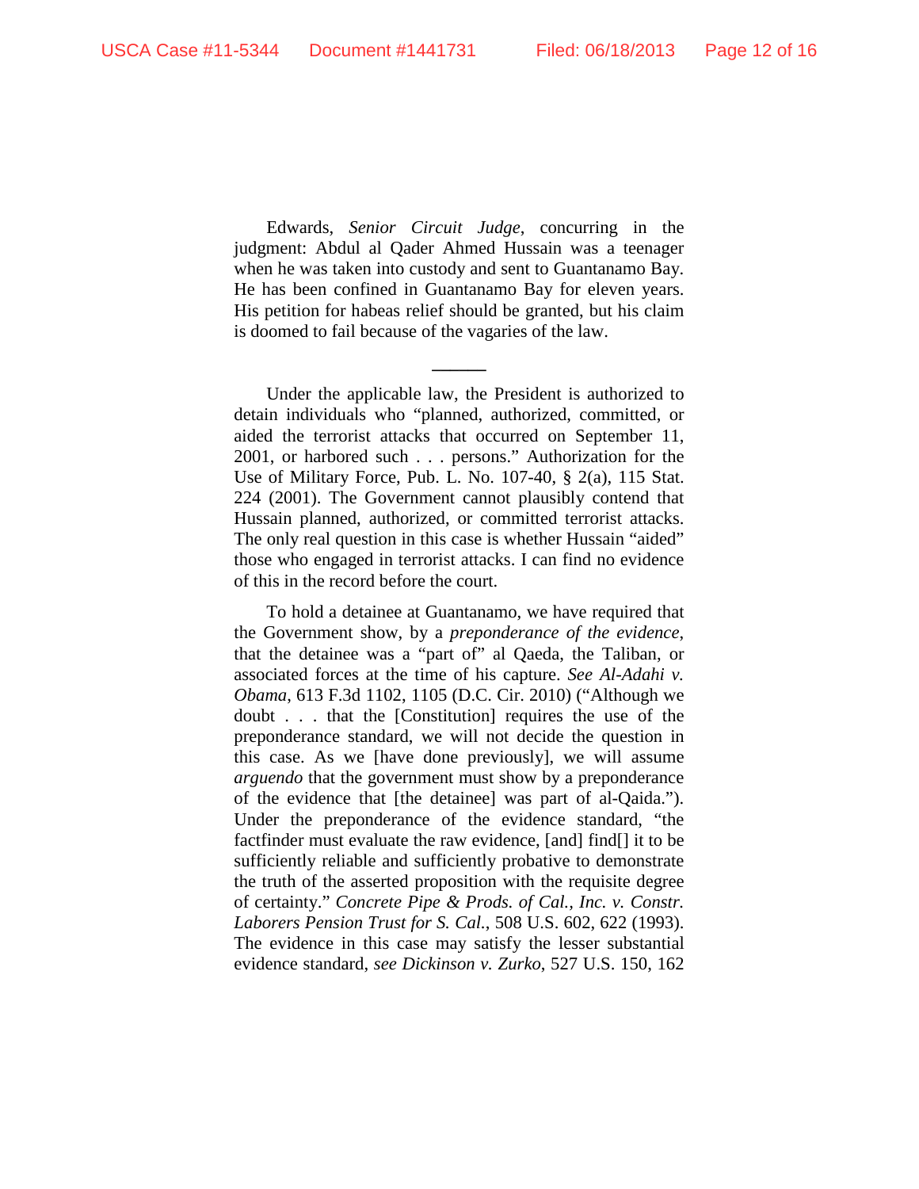Edwards, *Senior Circuit Judge*, concurring in the judgment: Abdul al Qader Ahmed Hussain was a teenager when he was taken into custody and sent to Guantanamo Bay. He has been confined in Guantanamo Bay for eleven years. His petition for habeas relief should be granted, but his claim is doomed to fail because of the vagaries of the law.

---

Under the applicable law, the President is authorized to detain individuals who "planned, authorized, committed, or aided the terrorist attacks that occurred on September 11, 2001, or harbored such . . . persons." Authorization for the Use of Military Force, Pub. L. No. 107-40, § 2(a), 115 Stat. 224 (2001). The Government cannot plausibly contend that Hussain planned, authorized, or committed terrorist attacks. The only real question in this case is whether Hussain "aided" those who engaged in terrorist attacks. I can find no evidence of this in the record before the court.

To hold a detainee at Guantanamo, we have required that the Government show, by a *preponderance of the evidence*, that the detainee was a "part of" al Qaeda, the Taliban, or associated forces at the time of his capture. *See Al-Adahi v. Obama*, 613 F.3d 1102, 1105 (D.C. Cir. 2010) ("Although we doubt . . . that the [Constitution] requires the use of the preponderance standard, we will not decide the question in this case. As we [have done previously], we will assume *arguendo* that the government must show by a preponderance of the evidence that [the detainee] was part of al-Qaida."). Under the preponderance of the evidence standard, "the factfinder must evaluate the raw evidence, [and] find[] it to be sufficiently reliable and sufficiently probative to demonstrate the truth of the asserted proposition with the requisite degree of certainty." *Concrete Pipe & Prods. of Cal., Inc. v. Constr. Laborers Pension Trust for S. Cal.*, 508 U.S. 602, 622 (1993). The evidence in this case may satisfy the lesser substantial evidence standard, *see Dickinson v. Zurko*, 527 U.S. 150, 162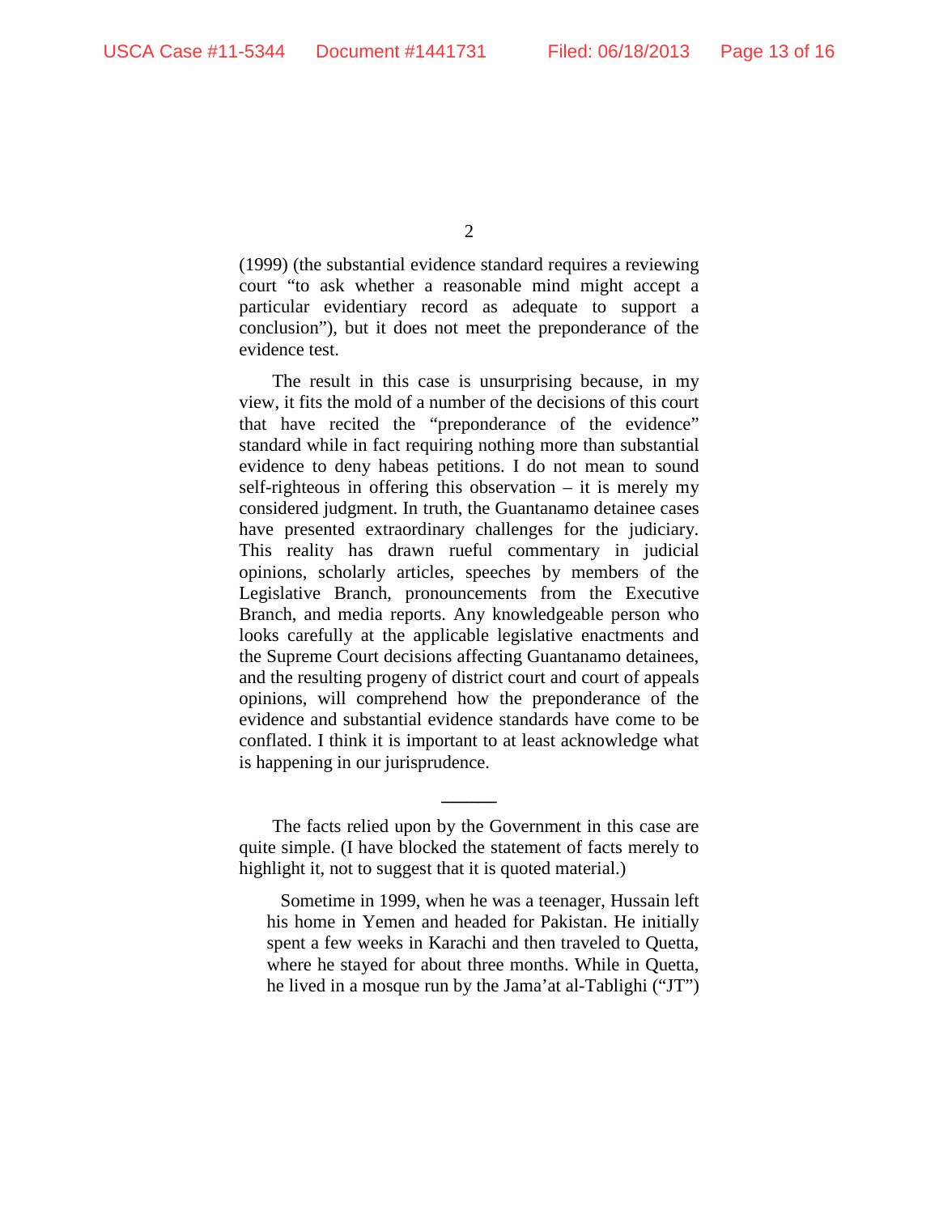(1999) (the substantial evidence standard requires a reviewing court "to ask whether a reasonable mind might accept a particular evidentiary record as adequate to support a conclusion"), but it does not meet the preponderance of the evidence test.

The result in this case is unsurprising because, in my view, it fits the mold of a number of the decisions of this court that have recited the "preponderance of the evidence" standard while in fact requiring nothing more than substantial evidence to deny habeas petitions. I do not mean to sound self-righteous in offering this observation – it is merely my considered judgment. In truth, the Guantanamo detainee cases have presented extraordinary challenges for the judiciary. This reality has drawn rueful commentary in judicial opinions, scholarly articles, speeches by members of the Legislative Branch, pronouncements from the Executive Branch, and media reports. Any knowledgeable person who looks carefully at the applicable legislative enactments and the Supreme Court decisions affecting Guantanamo detainees, and the resulting progeny of district court and court of appeals opinions, will comprehend how the preponderance of the evidence and substantial evidence standards have come to be conflated. I think it is important to at least acknowledge what is happening in our jurisprudence.

---

The facts relied upon by the Government in this case are quite simple. (I have blocked the statement of facts merely to highlight it, not to suggest that it is quoted material.)

> Sometime in 1999, when he was a teenager, Hussain left his home in Yemen and headed for Pakistan. He initially spent a few weeks in Karachi and then traveled to Quetta, where he stayed for about three months. While in Quetta, he lived in a mosque run by the Jama'at al-Tablighi ("JT")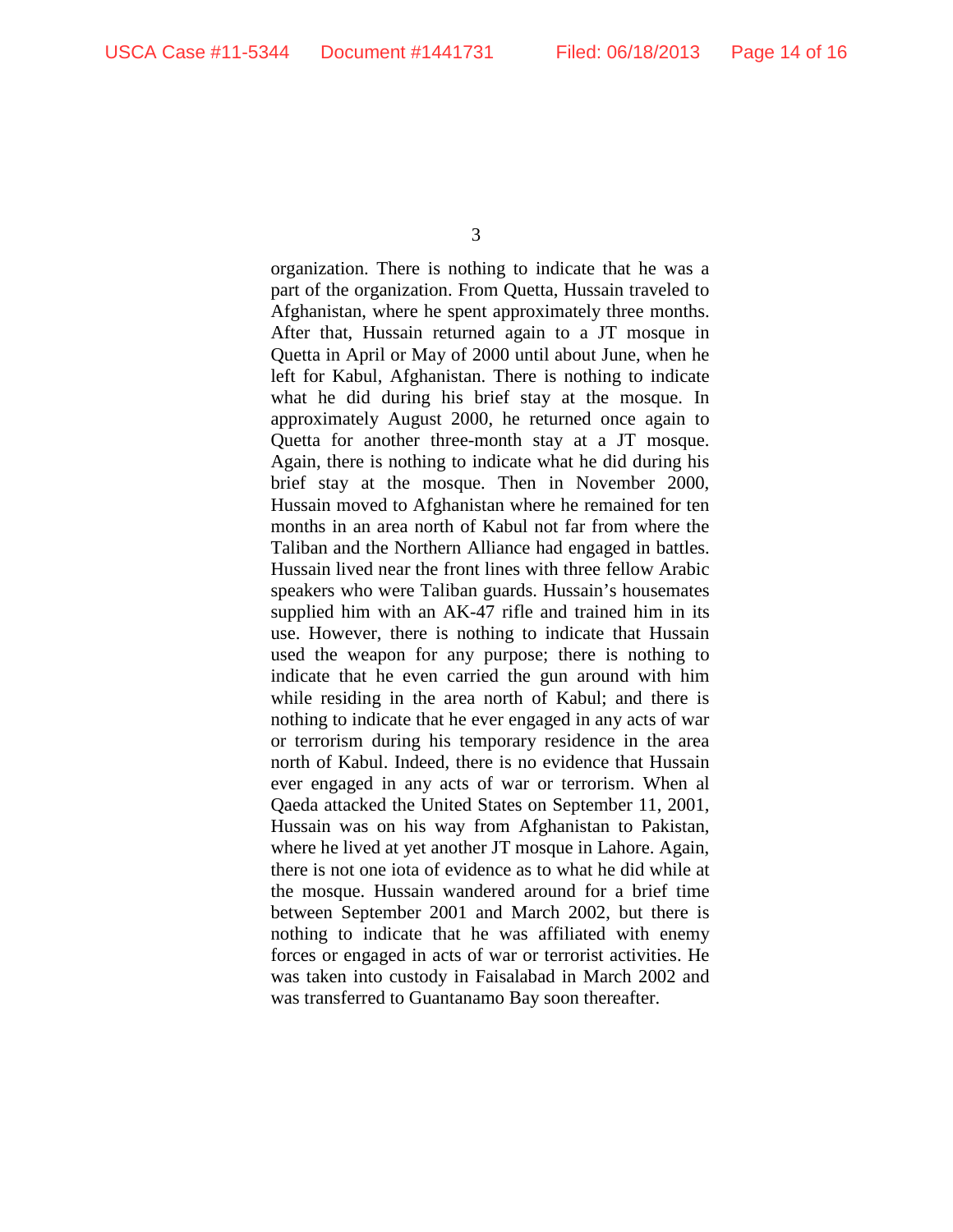organization. There is nothing to indicate that he was a part of the organization. From Quetta, Hussain traveled to Afghanistan, where he spent approximately three months. After that, Hussain returned again to a JT mosque in Quetta in April or May of 2000 until about June, when he left for Kabul, Afghanistan. There is nothing to indicate what he did during his brief stay at the mosque. In approximately August 2000, he returned once again to Quetta for another three-month stay at a JT mosque. Again, there is nothing to indicate what he did during his brief stay at the mosque. Then in November 2000, Hussain moved to Afghanistan where he remained for ten months in an area north of Kabul not far from where the Taliban and the Northern Alliance had engaged in battles. Hussain lived near the front lines with three fellow Arabic speakers who were Taliban guards. Hussain's housemates supplied him with an AK-47 rifle and trained him in its use. However, there is nothing to indicate that Hussain used the weapon for any purpose; there is nothing to indicate that he even carried the gun around with him while residing in the area north of Kabul; and there is nothing to indicate that he ever engaged in any acts of war or terrorism during his temporary residence in the area north of Kabul. Indeed, there is no evidence that Hussain ever engaged in any acts of war or terrorism. When al Qaeda attacked the United States on September 11, 2001, Hussain was on his way from Afghanistan to Pakistan, where he lived at yet another JT mosque in Lahore. Again, there is not one iota of evidence as to what he did while at the mosque. Hussain wandered around for a brief time between September 2001 and March 2002, but there is nothing to indicate that he was affiliated with enemy forces or engaged in acts of war or terrorist activities. He was taken into custody in Faisalabad in March 2002 and was transferred to Guantanamo Bay soon thereafter.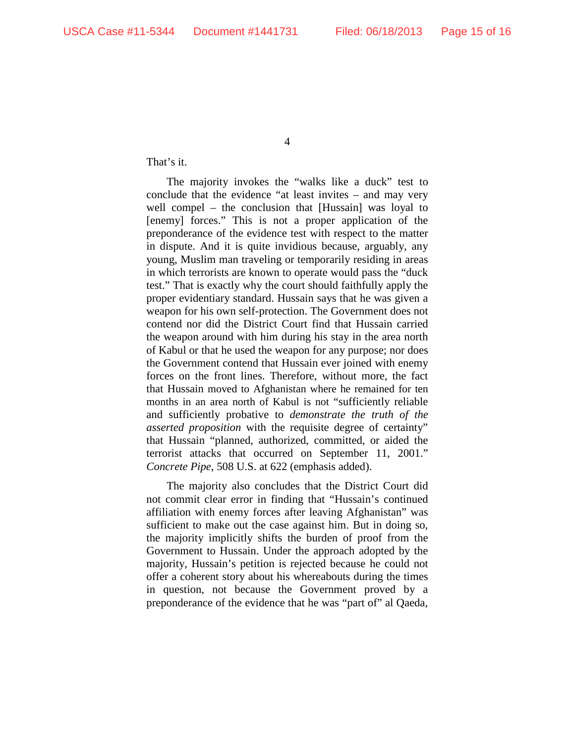That's it.

The majority invokes the "walks like a duck" test to conclude that the evidence "at least invites – and may very well compel – the conclusion that [Hussain] was loyal to [enemy] forces." This is not a proper application of the preponderance of the evidence test with respect to the matter in dispute. And it is quite invidious because, arguably, any young, Muslim man traveling or temporarily residing in areas in which terrorists are known to operate would pass the "duck test." That is exactly why the court should faithfully apply the proper evidentiary standard. Hussain says that he was given a weapon for his own self-protection. The Government does not contend nor did the District Court find that Hussain carried the weapon around with him during his stay in the area north of Kabul or that he used the weapon for any purpose; nor does the Government contend that Hussain ever joined with enemy forces on the front lines. Therefore, without more, the fact that Hussain moved to Afghanistan where he remained for ten months in an area north of Kabul is not "sufficiently reliable and sufficiently probative to *demonstrate the truth of the asserted proposition* with the requisite degree of certainty" that Hussain "planned, authorized, committed, or aided the terrorist attacks that occurred on September 11, 2001." *Concrete Pipe*, 508 U.S. at 622 (emphasis added).

The majority also concludes that the District Court did not commit clear error in finding that "Hussain's continued affiliation with enemy forces after leaving Afghanistan" was sufficient to make out the case against him. But in doing so, the majority implicitly shifts the burden of proof from the Government to Hussain. Under the approach adopted by the majority, Hussain's petition is rejected because he could not offer a coherent story about his whereabouts during the times in question, not because the Government proved by a preponderance of the evidence that he was "part of" al Qaeda,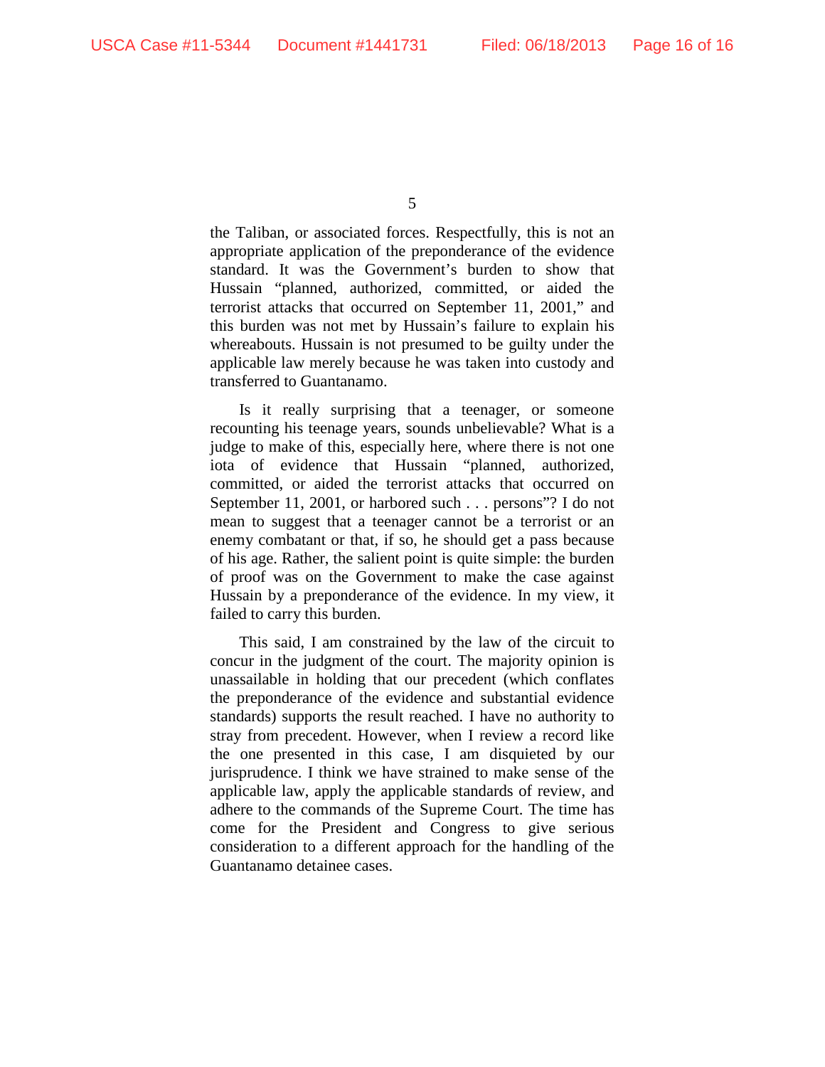the Taliban, or associated forces. Respectfully, this is not an appropriate application of the preponderance of the evidence standard. It was the Government's burden to show that Hussain "planned, authorized, committed, or aided the terrorist attacks that occurred on September 11, 2001," and this burden was not met by Hussain's failure to explain his whereabouts. Hussain is not presumed to be guilty under the applicable law merely because he was taken into custody and transferred to Guantanamo.

Is it really surprising that a teenager, or someone recounting his teenage years, sounds unbelievable? What is a judge to make of this, especially here, where there is not one iota of evidence that Hussain "planned, authorized, committed, or aided the terrorist attacks that occurred on September 11, 2001, or harbored such . . . persons"? I do not mean to suggest that a teenager cannot be a terrorist or an enemy combatant or that, if so, he should get a pass because of his age. Rather, the salient point is quite simple: the burden of proof was on the Government to make the case against Hussain by a preponderance of the evidence. In my view, it failed to carry this burden.

This said, I am constrained by the law of the circuit to concur in the judgment of the court. The majority opinion is unassailable in holding that our precedent (which conflates the preponderance of the evidence and substantial evidence standards) supports the result reached. I have no authority to stray from precedent. However, when I review a record like the one presented in this case, I am disquieted by our jurisprudence. I think we have strained to make sense of the applicable law, apply the applicable standards of review, and adhere to the commands of the Supreme Court. The time has come for the President and Congress to give serious consideration to a different approach for the handling of the Guantanamo detainee cases.